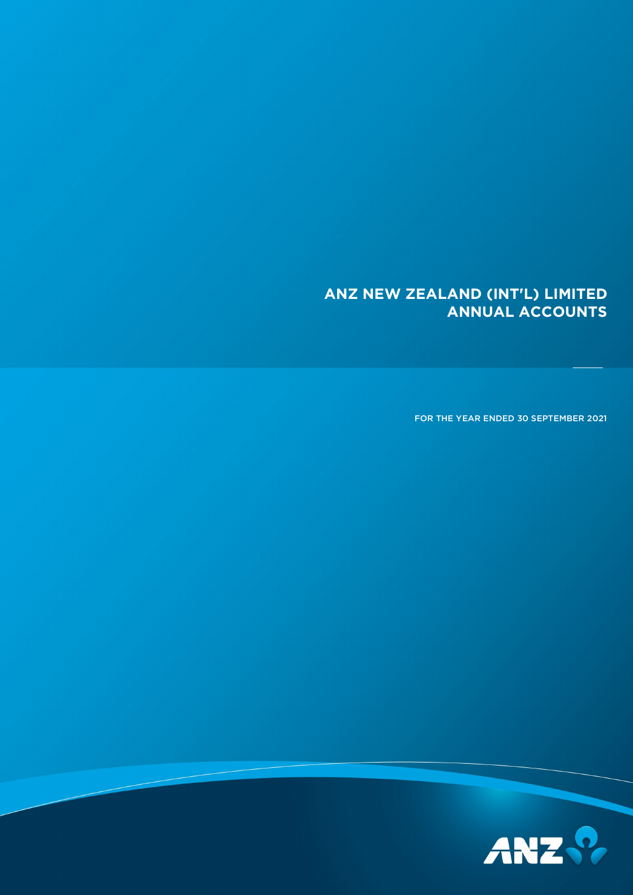# ANZ NEW ZEALAND (INT'L) LIMITED
# ANNUAL ACCOUNTS

FOR THE YEAR ENDED 30 SEPTEMBER 2021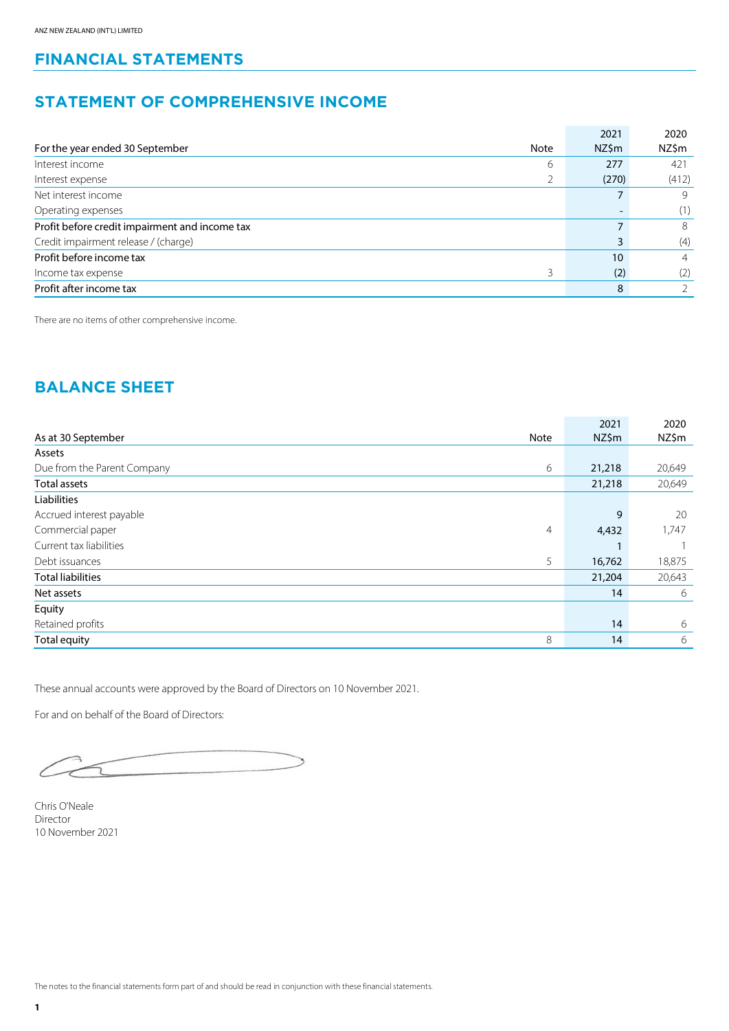ANZ NEW ZEALAND (INT'L) LIMITED

# FINANCIAL STATEMENTS

## STATEMENT OF COMPREHENSIVE INCOME

| For the year ended 30 September | Note | 2021 NZ$m | 2020 NZ$m |
|---|---|---|---|
| Interest income | 6 | 277 | 421 |
| Interest expense | 2 | (270) | (412) |
| Net interest income | | 7 | 9 |
| Operating expenses | | - | (1) |
| Profit before credit impairment and income tax | | 7 | 8 |
| Credit impairment release / (charge) | | 3 | (4) |
| Profit before income tax | | 10 | 4 |
| Income tax expense | 3 | (2) | (2) |
| Profit after income tax | | 8 | 2 |

There are no items of other comprehensive income.

## BALANCE SHEET

| As at 30 September | Note | 2021 NZ$m | 2020 NZ$m |
|---|---|---|---|
| Assets | | | |
| Due from the Parent Company | 6 | 21,218 | 20,649 |
| Total assets | | 21,218 | 20,649 |
| Liabilities | | | |
| Accrued interest payable | | 9 | 20 |
| Commercial paper | 4 | 4,432 | 1,747 |
| Current tax liabilities | | 1 | 1 |
| Debt issuances | 5 | 16,762 | 18,875 |
| Total liabilities | | 21,204 | 20,643 |
| Net assets | | 14 | 6 |
| Equity | | | |
| Retained profits | | 14 | 6 |
| Total equity | 8 | 14 | 6 |

These annual accounts were approved by the Board of Directors on 10 November 2021.

For and on behalf of the Board of Directors:

Chris O'Neale
Director
10 November 2021

The notes to the financial statements form part of and should be read in conjunction with these financial statements.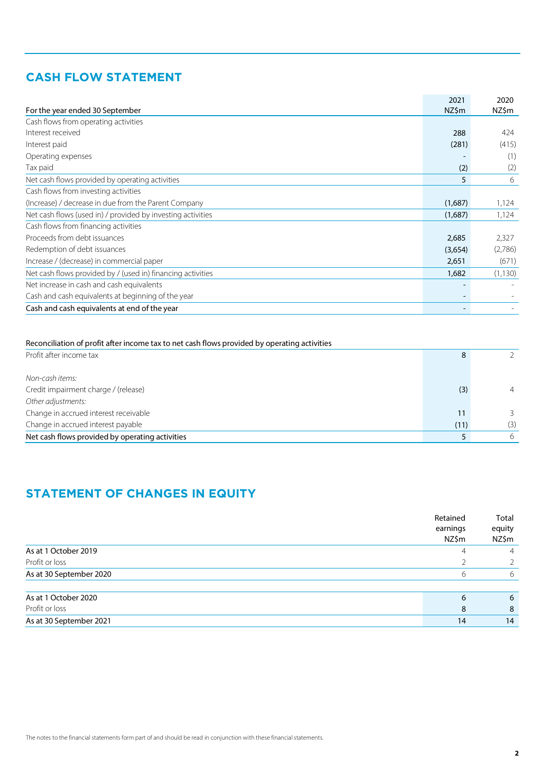## CASH FLOW STATEMENT

| For the year ended 30 September | 2021 NZ$m | 2020 NZ$m |
|---|---|---|
| Cash flows from operating activities | | |
| Interest received | 288 | 424 |
| Interest paid | (281) | (415) |
| Operating expenses | - | (1) |
| Tax paid | (2) | (2) |
| Net cash flows provided by operating activities | 5 | 6 |
| Cash flows from investing activities | | |
| (Increase) / decrease in due from the Parent Company | (1,687) | 1,124 |
| Net cash flows (used in) / provided by investing activities | (1,687) | 1,124 |
| Cash flows from financing activities | | |
| Proceeds from debt issuances | 2,685 | 2,327 |
| Redemption of debt issuances | (3,654) | (2,786) |
| Increase / (decrease) in commercial paper | 2,651 | (671) |
| Net cash flows provided by / (used in) financing activities | 1,682 | (1,130) |
| Net increase in cash and cash equivalents | - | - |
| Cash and cash equivalents at beginning of the year | - | - |
| Cash and cash equivalents at end of the year | - | - |

| Reconciliation of profit after income tax to net cash flows provided by operating activities | | |
|---|---|---|
| Profit after income tax | 8 | 2 |
| *Non-cash items:* | | |
| Credit impairment charge / (release) | (3) | 4 |
| *Other adjustments:* | | |
| Change in accrued interest receivable | 11 | 3 |
| Change in accrued interest payable | (11) | (3) |
| Net cash flows provided by operating activities | 5 | 6 |

## STATEMENT OF CHANGES IN EQUITY

| | Retained earnings NZ$m | Total equity NZ$m |
|---|---|---|
| As at 1 October 2019 | 4 | 4 |
| Profit or loss | 2 | 2 |
| As at 30 September 2020 | 6 | 6 |
| | | |
| As at 1 October 2020 | 6 | 6 |
| Profit or loss | 8 | 8 |
| As at 30 September 2021 | 14 | 14 |

The notes to the financial statements form part of and should be read in conjunction with these financial statements.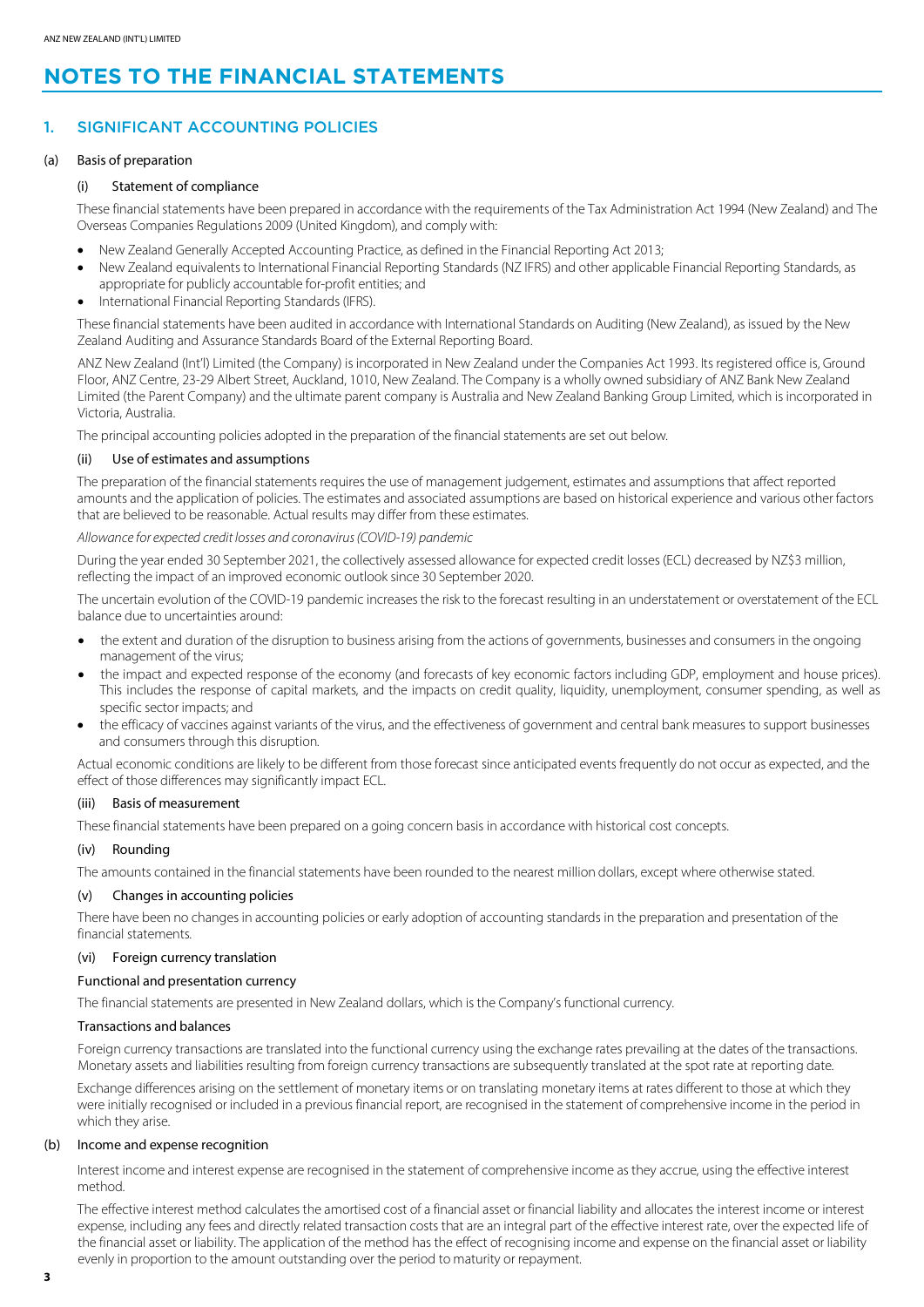# NOTES TO THE FINANCIAL STATEMENTS

## 1. SIGNIFICANT ACCOUNTING POLICIES

### (a) Basis of preparation

#### (i) Statement of compliance

These financial statements have been prepared in accordance with the requirements of the Tax Administration Act 1994 (New Zealand) and The Overseas Companies Regulations 2009 (United Kingdom), and comply with:

- New Zealand Generally Accepted Accounting Practice, as defined in the Financial Reporting Act 2013;
- New Zealand equivalents to International Financial Reporting Standards (NZ IFRS) and other applicable Financial Reporting Standards, as appropriate for publicly accountable for-profit entities; and
- International Financial Reporting Standards (IFRS).

These financial statements have been audited in accordance with International Standards on Auditing (New Zealand), as issued by the New Zealand Auditing and Assurance Standards Board of the External Reporting Board.

ANZ New Zealand (Int'l) Limited (the Company) is incorporated in New Zealand under the Companies Act 1993. Its registered office is, Ground Floor, ANZ Centre, 23-29 Albert Street, Auckland, 1010, New Zealand. The Company is a wholly owned subsidiary of ANZ Bank New Zealand Limited (the Parent Company) and the ultimate parent company is Australia and New Zealand Banking Group Limited, which is incorporated in Victoria, Australia.

The principal accounting policies adopted in the preparation of the financial statements are set out below.

#### (ii) Use of estimates and assumptions

The preparation of the financial statements requires the use of management judgement, estimates and assumptions that affect reported amounts and the application of policies. The estimates and associated assumptions are based on historical experience and various other factors that are believed to be reasonable. Actual results may differ from these estimates.

*Allowance for expected credit losses and coronavirus (COVID-19) pandemic*

During the year ended 30 September 2021, the collectively assessed allowance for expected credit losses (ECL) decreased by NZ$3 million, reflecting the impact of an improved economic outlook since 30 September 2020.

The uncertain evolution of the COVID-19 pandemic increases the risk to the forecast resulting in an understatement or overstatement of the ECL balance due to uncertainties around:

- the extent and duration of the disruption to business arising from the actions of governments, businesses and consumers in the ongoing management of the virus;
- the impact and expected response of the economy (and forecasts of key economic factors including GDP, employment and house prices). This includes the response of capital markets, and the impacts on credit quality, liquidity, unemployment, consumer spending, as well as specific sector impacts; and
- the efficacy of vaccines against variants of the virus, and the effectiveness of government and central bank measures to support businesses and consumers through this disruption.

Actual economic conditions are likely to be different from those forecast since anticipated events frequently do not occur as expected, and the effect of those differences may significantly impact ECL.

#### (iii) Basis of measurement

These financial statements have been prepared on a going concern basis in accordance with historical cost concepts.

#### (iv) Rounding

The amounts contained in the financial statements have been rounded to the nearest million dollars, except where otherwise stated.

#### (v) Changes in accounting policies

There have been no changes in accounting policies or early adoption of accounting standards in the preparation and presentation of the financial statements.

#### (vi) Foreign currency translation

**Functional and presentation currency**

The financial statements are presented in New Zealand dollars, which is the Company's functional currency.

**Transactions and balances**

Foreign currency transactions are translated into the functional currency using the exchange rates prevailing at the dates of the transactions. Monetary assets and liabilities resulting from foreign currency transactions are subsequently translated at the spot rate at reporting date.

Exchange differences arising on the settlement of monetary items or on translating monetary items at rates different to those at which they were initially recognised or included in a previous financial report, are recognised in the statement of comprehensive income in the period in which they arise.

### (b) Income and expense recognition

Interest income and interest expense are recognised in the statement of comprehensive income as they accrue, using the effective interest method.

The effective interest method calculates the amortised cost of a financial asset or financial liability and allocates the interest income or interest expense, including any fees and directly related transaction costs that are an integral part of the effective interest rate, over the expected life of the financial asset or liability. The application of the method has the effect of recognising income and expense on the financial asset or liability evenly in proportion to the amount outstanding over the period to maturity or repayment.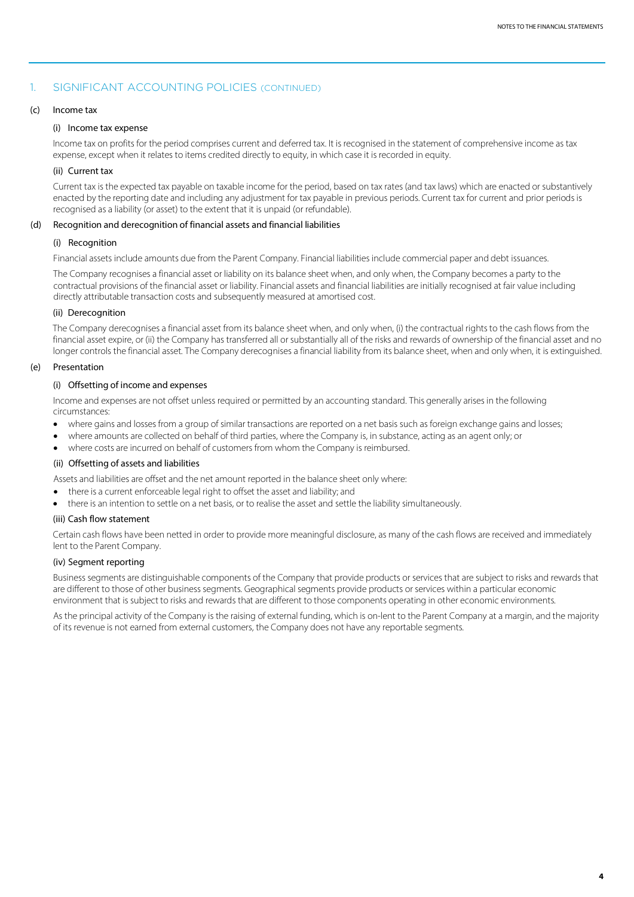## 1. SIGNIFICANT ACCOUNTING POLICIES (CONTINUED)

### (c) Income tax

#### (i) Income tax expense

Income tax on profits for the period comprises current and deferred tax. It is recognised in the statement of comprehensive income as tax expense, except when it relates to items credited directly to equity, in which case it is recorded in equity.

#### (ii) Current tax

Current tax is the expected tax payable on taxable income for the period, based on tax rates (and tax laws) which are enacted or substantively enacted by the reporting date and including any adjustment for tax payable in previous periods. Current tax for current and prior periods is recognised as a liability (or asset) to the extent that it is unpaid (or refundable).

### (d) Recognition and derecognition of financial assets and financial liabilities

#### (i) Recognition

Financial assets include amounts due from the Parent Company. Financial liabilities include commercial paper and debt issuances.

The Company recognises a financial asset or liability on its balance sheet when, and only when, the Company becomes a party to the contractual provisions of the financial asset or liability. Financial assets and financial liabilities are initially recognised at fair value including directly attributable transaction costs and subsequently measured at amortised cost.

#### (ii) Derecognition

The Company derecognises a financial asset from its balance sheet when, and only when, (i) the contractual rights to the cash flows from the financial asset expire, or (ii) the Company has transferred all or substantially all of the risks and rewards of ownership of the financial asset and no longer controls the financial asset. The Company derecognises a financial liability from its balance sheet, when and only when, it is extinguished.

### (e) Presentation

#### (i) Offsetting of income and expenses

Income and expenses are not offset unless required or permitted by an accounting standard. This generally arises in the following circumstances:

- where gains and losses from a group of similar transactions are reported on a net basis such as foreign exchange gains and losses;
- where amounts are collected on behalf of third parties, where the Company is, in substance, acting as an agent only; or
- where costs are incurred on behalf of customers from whom the Company is reimbursed.

#### (ii) Offsetting of assets and liabilities

Assets and liabilities are offset and the net amount reported in the balance sheet only where:

- there is a current enforceable legal right to offset the asset and liability; and
- there is an intention to settle on a net basis, or to realise the asset and settle the liability simultaneously.

#### (iii) Cash flow statement

Certain cash flows have been netted in order to provide more meaningful disclosure, as many of the cash flows are received and immediately lent to the Parent Company.

#### (iv) Segment reporting

Business segments are distinguishable components of the Company that provide products or services that are subject to risks and rewards that are different to those of other business segments. Geographical segments provide products or services within a particular economic environment that is subject to risks and rewards that are different to those components operating in other economic environments.

As the principal activity of the Company is the raising of external funding, which is on-lent to the Parent Company at a margin, and the majority of its revenue is not earned from external customers, the Company does not have any reportable segments.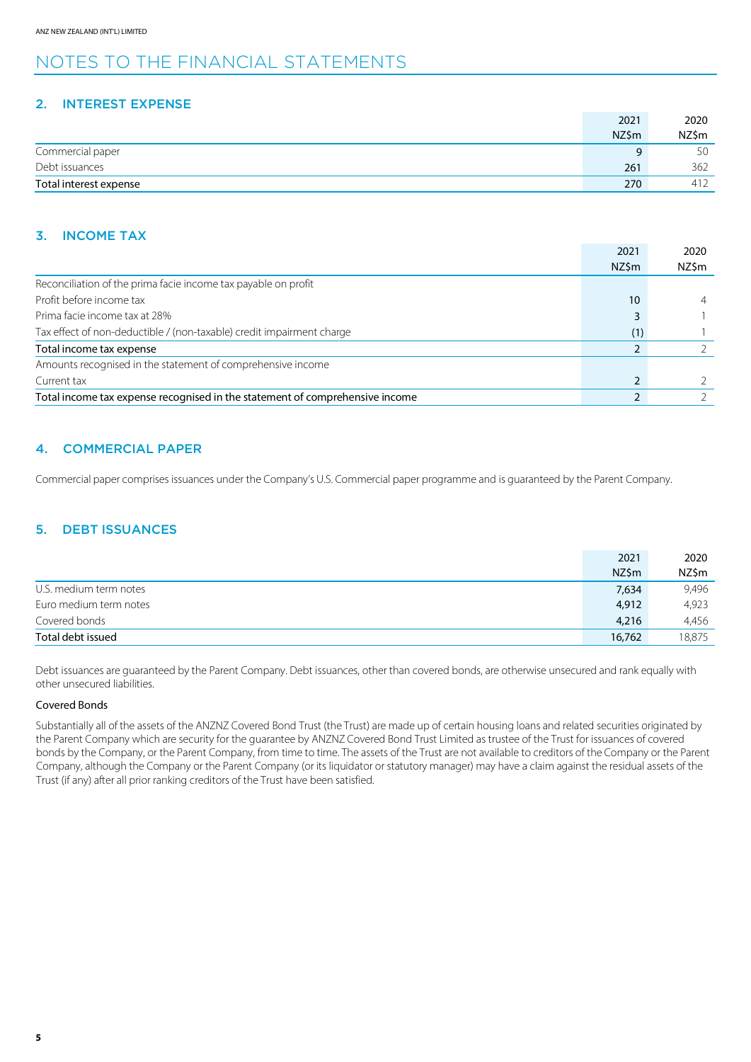# NOTES TO THE FINANCIAL STATEMENTS

## 2. INTEREST EXPENSE

| | 2021 NZ$m | 2020 NZ$m |
|---|---|---|
| Commercial paper | 9 | 50 |
| Debt issuances | 261 | 362 |
| **Total interest expense** | **270** | **412** |

## 3. INCOME TAX

| | 2021 NZ$m | 2020 NZ$m |
|---|---|---|
| Reconciliation of the prima facie income tax payable on profit | | |
| Profit before income tax | 10 | 4 |
| Prima facie income tax at 28% | 3 | 1 |
| Tax effect of non-deductible / (non-taxable) credit impairment charge | (1) | 1 |
| **Total income tax expense** | **2** | **2** |
| Amounts recognised in the statement of comprehensive income | | |
| Current tax | 2 | 2 |
| **Total income tax expense recognised in the statement of comprehensive income** | **2** | **2** |

## 4. COMMERCIAL PAPER

Commercial paper comprises issuances under the Company's U.S. Commercial paper programme and is guaranteed by the Parent Company.

## 5. DEBT ISSUANCES

| | 2021 NZ$m | 2020 NZ$m |
|---|---|---|
| U.S. medium term notes | 7,634 | 9,496 |
| Euro medium term notes | 4,912 | 4,923 |
| Covered bonds | 4,216 | 4,456 |
| **Total debt issued** | **16,762** | **18,875** |

Debt issuances are guaranteed by the Parent Company. Debt issuances, other than covered bonds, are otherwise unsecured and rank equally with other unsecured liabilities.

### Covered Bonds

Substantially all of the assets of the ANZNZ Covered Bond Trust (the Trust) are made up of certain housing loans and related securities originated by the Parent Company which are security for the guarantee by ANZNZ Covered Bond Trust Limited as trustee of the Trust for issuances of covered bonds by the Company, or the Parent Company, from time to time. The assets of the Trust are not available to creditors of the Company or the Parent Company, although the Company or the Parent Company (or its liquidator or statutory manager) may have a claim against the residual assets of the Trust (if any) after all prior ranking creditors of the Trust have been satisfied.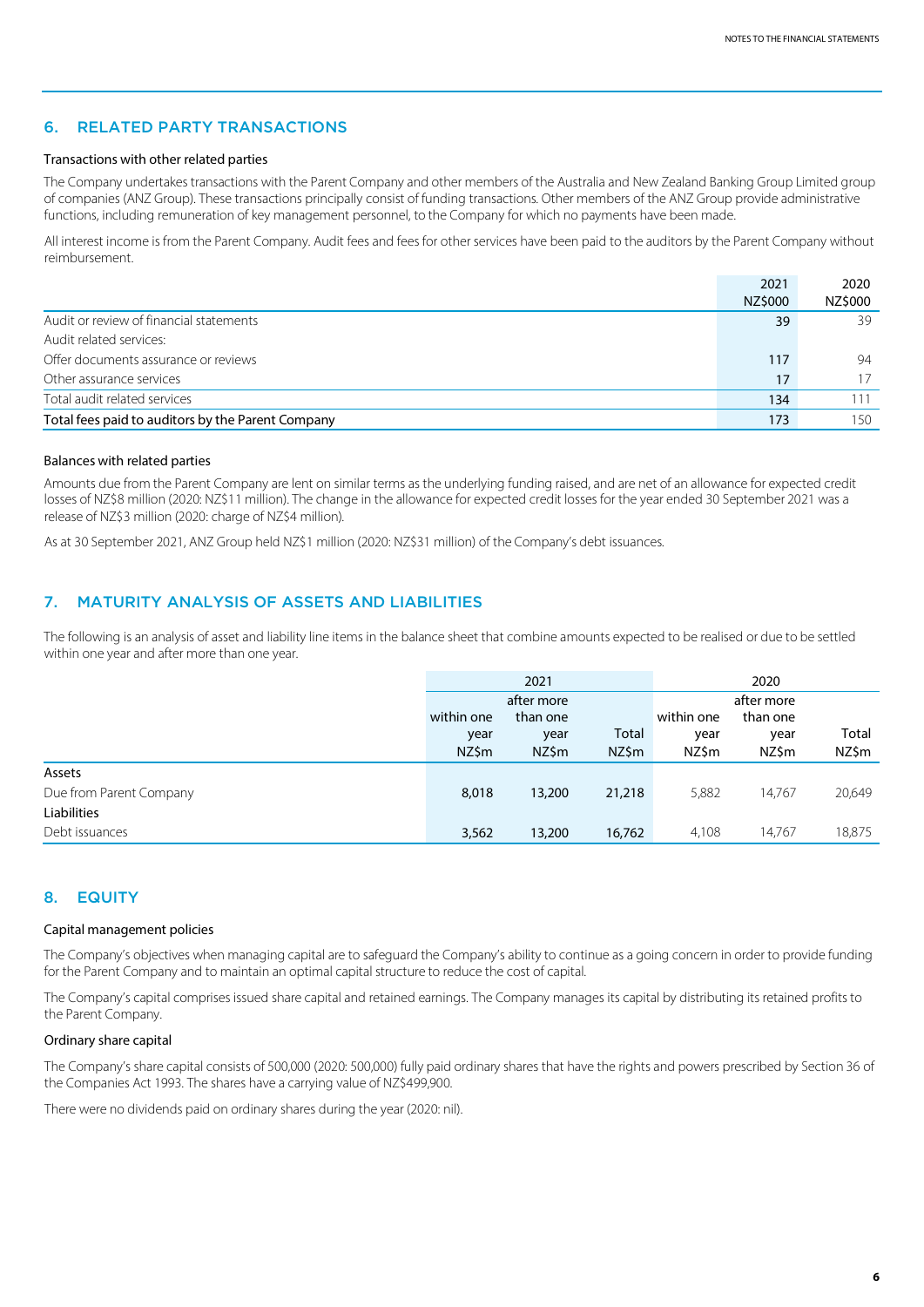## 6. RELATED PARTY TRANSACTIONS

### Transactions with other related parties

The Company undertakes transactions with the Parent Company and other members of the Australia and New Zealand Banking Group Limited group of companies (ANZ Group). These transactions principally consist of funding transactions. Other members of the ANZ Group provide administrative functions, including remuneration of key management personnel, to the Company for which no payments have been made.

All interest income is from the Parent Company. Audit fees and fees for other services have been paid to the auditors by the Parent Company without reimbursement.

| | 2021 NZ$000 | 2020 NZ$000 |
|---|---|---|
| Audit or review of financial statements | 39 | 39 |
| Audit related services: | | |
| Offer documents assurance or reviews | 117 | 94 |
| Other assurance services | 17 | 17 |
| Total audit related services | 134 | 111 |
| **Total fees paid to auditors by the Parent Company** | 173 | 150 |

### Balances with related parties

Amounts due from the Parent Company are lent on similar terms as the underlying funding raised, and are net of an allowance for expected credit losses of NZ$8 million (2020: NZ$11 million). The change in the allowance for expected credit losses for the year ended 30 September 2021 was a release of NZ$3 million (2020: charge of NZ$4 million).

As at 30 September 2021, ANZ Group held NZ$1 million (2020: NZ$31 million) of the Company's debt issuances.

## 7. MATURITY ANALYSIS OF ASSETS AND LIABILITIES

The following is an analysis of asset and liability line items in the balance sheet that combine amounts expected to be realised or due to be settled within one year and after more than one year.

| | 2021 | | | 2020 | | |
|---|---|---|---|---|---|---|
| | within one year NZ$m | after more than one year NZ$m | Total NZ$m | within one year NZ$m | after more than one year NZ$m | Total NZ$m |
| **Assets** | | | | | | |
| Due from Parent Company | 8,018 | 13,200 | 21,218 | 5,882 | 14,767 | 20,649 |
| **Liabilities** | | | | | | |
| Debt issuances | 3,562 | 13,200 | 16,762 | 4,108 | 14,767 | 18,875 |

## 8. EQUITY

### Capital management policies

The Company's objectives when managing capital are to safeguard the Company's ability to continue as a going concern in order to provide funding for the Parent Company and to maintain an optimal capital structure to reduce the cost of capital.

The Company's capital comprises issued share capital and retained earnings. The Company manages its capital by distributing its retained profits to the Parent Company.

### Ordinary share capital

The Company's share capital consists of 500,000 (2020: 500,000) fully paid ordinary shares that have the rights and powers prescribed by Section 36 of the Companies Act 1993. The shares have a carrying value of NZ$499,900.

There were no dividends paid on ordinary shares during the year (2020: nil).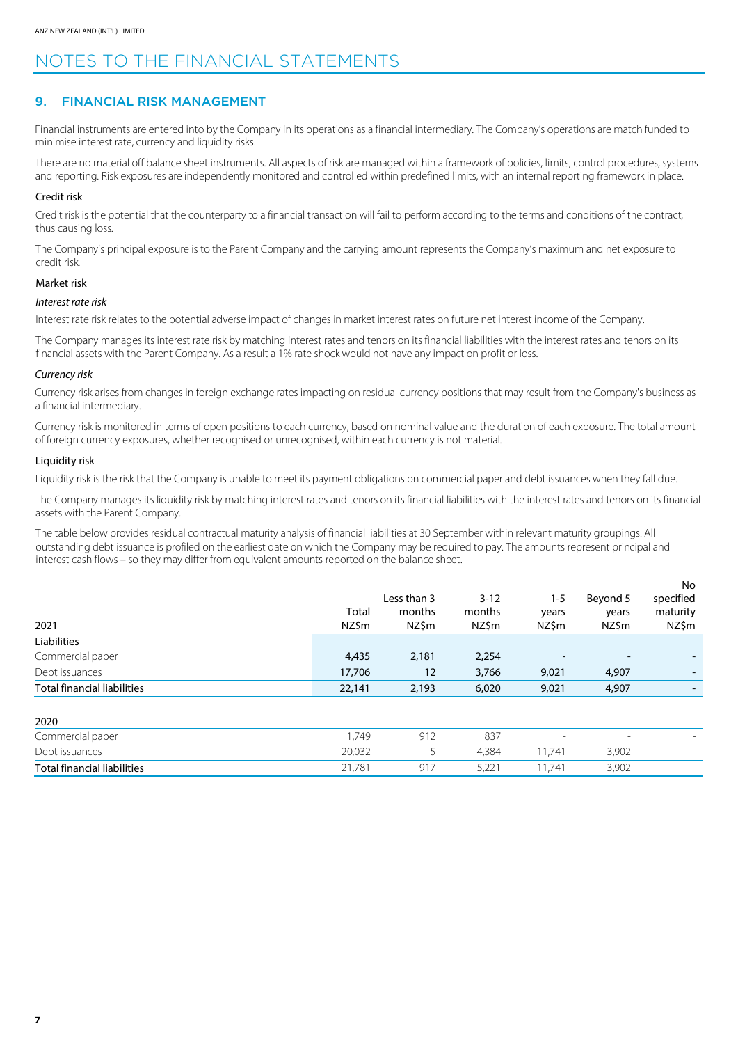# NOTES TO THE FINANCIAL STATEMENTS

## 9. FINANCIAL RISK MANAGEMENT

Financial instruments are entered into by the Company in its operations as a financial intermediary. The Company's operations are match funded to minimise interest rate, currency and liquidity risks.

There are no material off balance sheet instruments. All aspects of risk are managed within a framework of policies, limits, control procedures, systems and reporting. Risk exposures are independently monitored and controlled within predefined limits, with an internal reporting framework in place.

### Credit risk

Credit risk is the potential that the counterparty to a financial transaction will fail to perform according to the terms and conditions of the contract, thus causing loss.

The Company's principal exposure is to the Parent Company and the carrying amount represents the Company's maximum and net exposure to credit risk.

### Market risk

*Interest rate risk*

Interest rate risk relates to the potential adverse impact of changes in market interest rates on future net interest income of the Company.

The Company manages its interest rate risk by matching interest rates and tenors on its financial liabilities with the interest rates and tenors on its financial assets with the Parent Company. As a result a 1% rate shock would not have any impact on profit or loss.

*Currency risk*

Currency risk arises from changes in foreign exchange rates impacting on residual currency positions that may result from the Company's business as a financial intermediary.

Currency risk is monitored in terms of open positions to each currency, based on nominal value and the duration of each exposure. The total amount of foreign currency exposures, whether recognised or unrecognised, within each currency is not material.

### Liquidity risk

Liquidity risk is the risk that the Company is unable to meet its payment obligations on commercial paper and debt issuances when they fall due.

The Company manages its liquidity risk by matching interest rates and tenors on its financial liabilities with the interest rates and tenors on its financial assets with the Parent Company.

The table below provides residual contractual maturity analysis of financial liabilities at 30 September within relevant maturity groupings. All outstanding debt issuance is profiled on the earliest date on which the Company may be required to pay. The amounts represent principal and interest cash flows – so they may differ from equivalent amounts reported on the balance sheet.

| 2021 | Total NZ$m | Less than 3 months NZ$m | 3-12 months NZ$m | 1-5 years NZ$m | Beyond 5 years NZ$m | No specified maturity NZ$m |
|---|---|---|---|---|---|---|
| **Liabilities** | | | | | | |
| Commercial paper | 4,435 | 2,181 | 2,254 | - | - | - |
| Debt issuances | 17,706 | 12 | 3,766 | 9,021 | 4,907 | - |
| **Total financial liabilities** | 22,141 | 2,193 | 6,020 | 9,021 | 4,907 | - |
| **2020** | | | | | | |
| Commercial paper | 1,749 | 912 | 837 | - | - | - |
| Debt issuances | 20,032 | 5 | 4,384 | 11,741 | 3,902 | - |
| **Total financial liabilities** | 21,781 | 917 | 5,221 | 11,741 | 3,902 | - |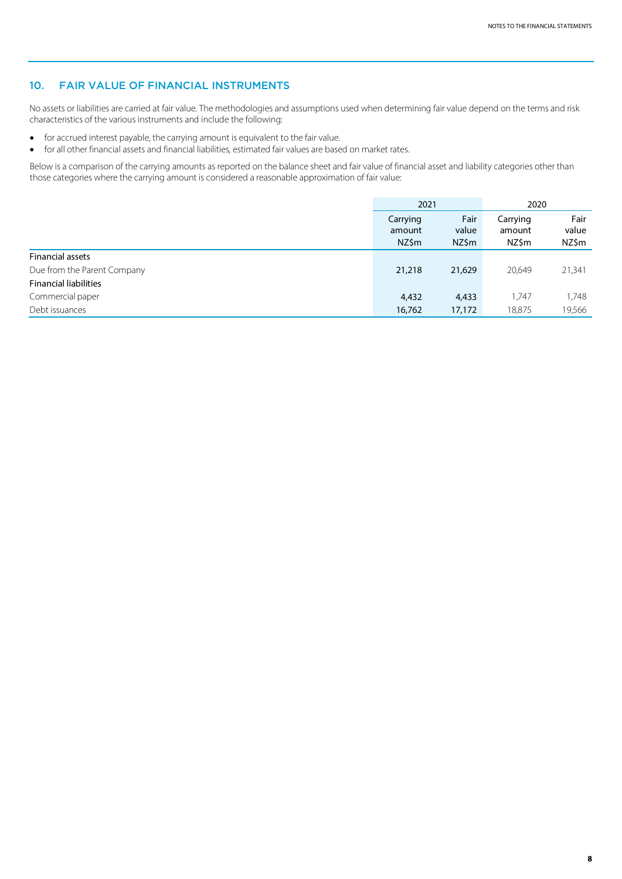## 10. FAIR VALUE OF FINANCIAL INSTRUMENTS

No assets or liabilities are carried at fair value. The methodologies and assumptions used when determining fair value depend on the terms and risk characteristics of the various instruments and include the following:

- for accrued interest payable, the carrying amount is equivalent to the fair value.
- for all other financial assets and financial liabilities, estimated fair values are based on market rates.

Below is a comparison of the carrying amounts as reported on the balance sheet and fair value of financial asset and liability categories other than those categories where the carrying amount is considered a reasonable approximation of fair value:

| | 2021 | | 2020 | |
|---|---|---|---|---|
| | Carrying amount NZ$m | Fair value NZ$m | Carrying amount NZ$m | Fair value NZ$m |
| **Financial assets** | | | | |
| Due from the Parent Company | **21,218** | **21,629** | 20,649 | 21,341 |
| **Financial liabilities** | | | | |
| Commercial paper | **4,432** | **4,433** | 1,747 | 1,748 |
| Debt issuances | **16,762** | **17,172** | 18,875 | 19,566 |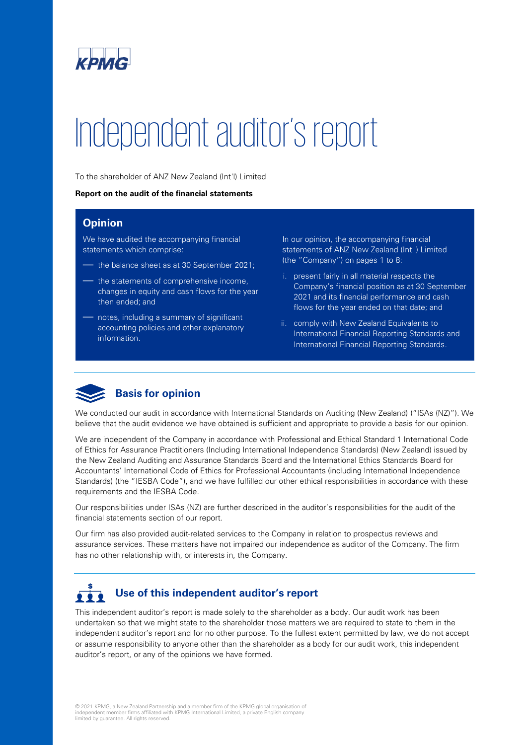# Independent auditor's report

To the shareholder of ANZ New Zealand (Int'l) Limited

**Report on the audit of the financial statements**

## Opinion

We have audited the accompanying financial statements which comprise:

- the balance sheet as at 30 September 2021;
- the statements of comprehensive income, changes in equity and cash flows for the year then ended; and
- notes, including a summary of significant accounting policies and other explanatory information.

In our opinion, the accompanying financial statements of ANZ New Zealand (Int'l) Limited (the "Company") on pages 1 to 8:

i. present fairly in all material respects the Company's financial position as at 30 September 2021 and its financial performance and cash flows for the year ended on that date; and

ii. comply with New Zealand Equivalents to International Financial Reporting Standards and International Financial Reporting Standards.

## Basis for opinion

We conducted our audit in accordance with International Standards on Auditing (New Zealand) ("ISAs (NZ)"). We believe that the audit evidence we have obtained is sufficient and appropriate to provide a basis for our opinion.

We are independent of the Company in accordance with Professional and Ethical Standard 1 International Code of Ethics for Assurance Practitioners (Including International Independence Standards) (New Zealand) issued by the New Zealand Auditing and Assurance Standards Board and the International Ethics Standards Board for Accountants' International Code of Ethics for Professional Accountants (including International Independence Standards) (the "IESBA Code"), and we have fulfilled our other ethical responsibilities in accordance with these requirements and the IESBA Code.

Our responsibilities under ISAs (NZ) are further described in the auditor's responsibilities for the audit of the financial statements section of our report.

Our firm has also provided audit-related services to the Company in relation to prospectus reviews and assurance services. These matters have not impaired our independence as auditor of the Company. The firm has no other relationship with, or interests in, the Company.

## Use of this independent auditor's report

This independent auditor's report is made solely to the shareholder as a body. Our audit work has been undertaken so that we might state to the shareholder those matters we are required to state to them in the independent auditor's report and for no other purpose. To the fullest extent permitted by law, we do not accept or assume responsibility to anyone other than the shareholder as a body for our audit work, this independent auditor's report, or any of the opinions we have formed.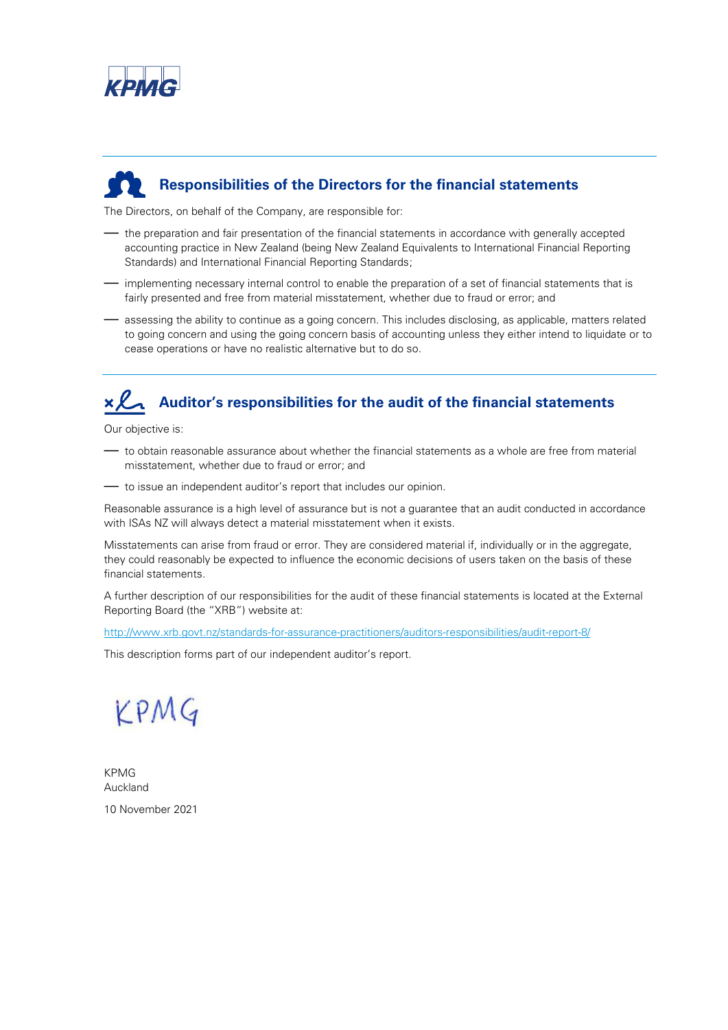## Responsibilities of the Directors for the financial statements

The Directors, on behalf of the Company, are responsible for:

- the preparation and fair presentation of the financial statements in accordance with generally accepted accounting practice in New Zealand (being New Zealand Equivalents to International Financial Reporting Standards) and International Financial Reporting Standards;
- implementing necessary internal control to enable the preparation of a set of financial statements that is fairly presented and free from material misstatement, whether due to fraud or error; and
- assessing the ability to continue as a going concern. This includes disclosing, as applicable, matters related to going concern and using the going concern basis of accounting unless they either intend to liquidate or to cease operations or have no realistic alternative but to do so.

## Auditor's responsibilities for the audit of the financial statements

Our objective is:

- to obtain reasonable assurance about whether the financial statements as a whole are free from material misstatement, whether due to fraud or error; and
- to issue an independent auditor's report that includes our opinion.

Reasonable assurance is a high level of assurance but is not a guarantee that an audit conducted in accordance with ISAs NZ will always detect a material misstatement when it exists.

Misstatements can arise from fraud or error. They are considered material if, individually or in the aggregate, they could reasonably be expected to influence the economic decisions of users taken on the basis of these financial statements.

A further description of our responsibilities for the audit of these financial statements is located at the External Reporting Board (the "XRB") website at:

http://www.xrb.govt.nz/standards-for-assurance-practitioners/auditors-responsibilities/audit-report-8/

This description forms part of our independent auditor's report.

KPMG

KPMG
Auckland

10 November 2021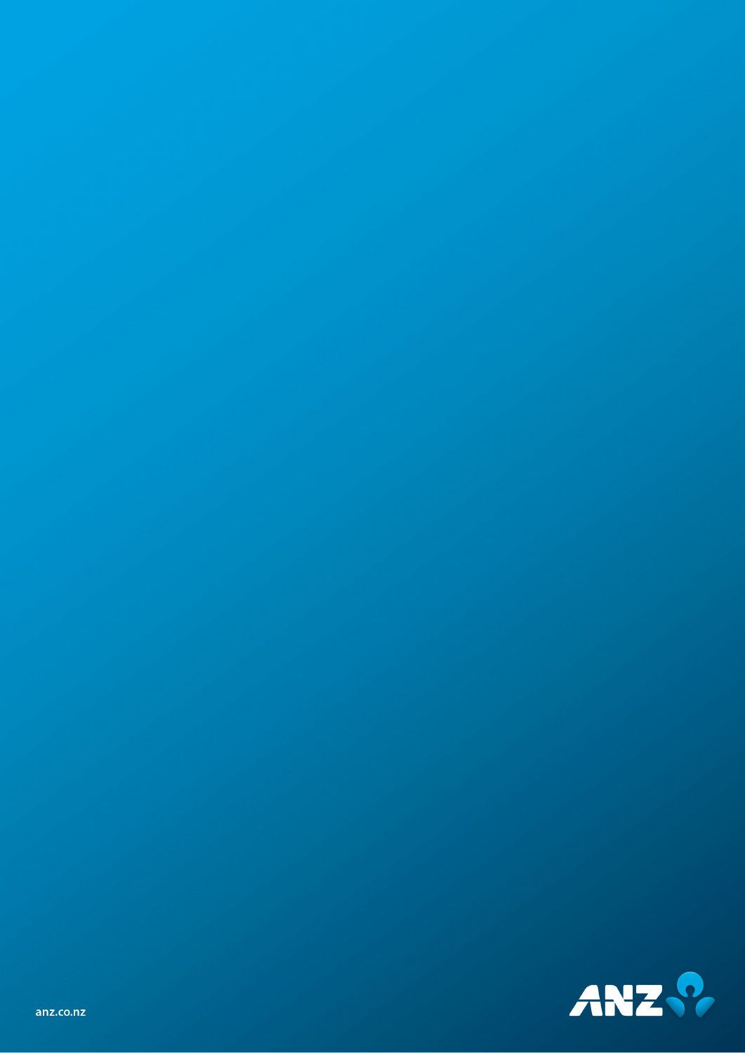anz.co.nz

ANZ